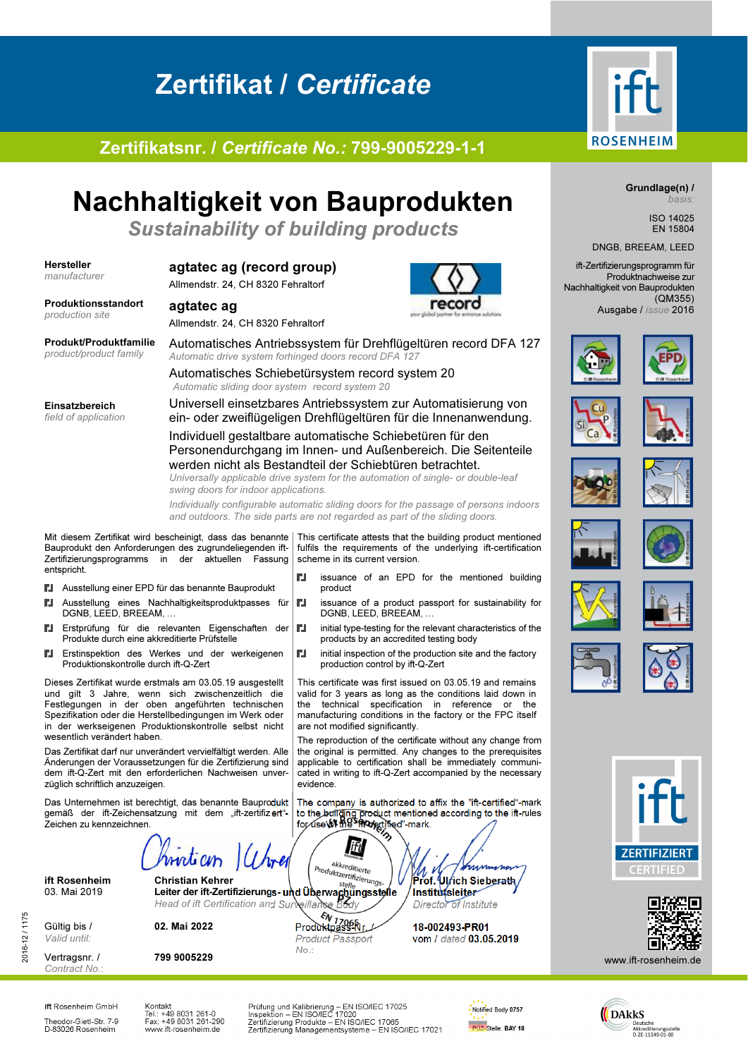# Zertifikat / *Certificate*

## Zertifikatsnr. / *Certificate No.*: 799-9005229-1-1

ift ROSENHEIM

# Nachhaltigkeit von Bauprodukten

## *Sustainability of building products*

**Grundlage(n) /** *basis:*

ISO 14025
EN 15804

DNGB, BREEAM, LEED

ift-Zertifizierungsprogramm für Produktnachweise zur Nachhaltigkeit von Bauprodukten (QM355)
Ausgabe / *issue* 2016

**Hersteller** *manufacturer*
**agtatec ag (record group)**
Allmendstr. 24, CH 8320 Fehraltorf

**Produktionsstandort** *production site*
**agtatec ag**
Allmendstr. 24, CH 8320 Fehraltorf

**Produkt/Produktfamilie** *product/product family*
Automatisches Antriebssystem für Drehflügeltüren record DFA 127
*Automatic drive system forhinged doors record DFA 127*
Automatisches Schiebetürsystem record system 20
*Automatic sliding door system record system 20*

**Einsatzbereich** *field of application*
Universell einsetzbares Antriebssystem zur Automatisierung von ein- oder zweiflügeligen Drehflügeltüren für die Innenanwendung.
Individuell gestaltbare automatische Schiebetüren für den Personendurchgang im Innen- und Außenbereich. Die Seitenteile werden nicht als Bestandteil der Schiebtüren betrachtet.
*Universally applicable drive system for the automation of single- or double-leaf swing doors for indoor applications.*
*Individually configurable automatic sliding doors for the passage of persons indoors and outdoors. The side parts are not regarded as part of the sliding doors.*

Mit diesem Zertifikat wird bescheinigt, dass das benannte Bauprodukt den Anforderungen des zugrundeliegenden ift-Zertifizierungsprogramms in der aktuellen Fassung entspricht.

- Ausstellung einer EPD für das benannte Bauprodukt
- Ausstellung eines Nachhaltigkeitsproduktpasses für DGNB, LEED, BREEAM, …
- Erstprüfung für die relevanten Eigenschaften der Produkte durch eine akkreditierte Prüfstelle
- Erstinspektion des Werkes und der werkeigenen Produktionskontrolle durch ift-Q-Zert

Dieses Zertifikat wurde erstmals am 03.05.19 ausgestellt und gilt 3 Jahre, wenn sich zwischenzeitlich die Festlegungen in der oben angeführten technischen Spezifikation oder die Herstellbedingungen im Werk oder in der werkseigenen Produktionskontrolle selbst nicht wesentlich verändert haben.

Das Zertifikat darf nur unverändert vervielfältigt werden. Alle Änderungen der Voraussetzungen für die Zertifizierung sind dem ift-Q-Zert mit den erforderlichen Nachweisen unverzüglich schriftlich anzuzeigen.

Das Unternehmen ist berechtigt, das benannte Bauprodukt gemäß der ift-Zeichensatzung mit dem „ift-zertifiziert"-Zeichen zu kennzeichnen.

This certificate attests that the building product mentioned fulfils the requirements of the underlying ift-certification scheme in its current version.

- issuance of an EPD for the mentioned building product
- issuance of a product passport for sustainability for DGNB, LEED, BREEAM, …
- initial type-testing for the relevant characteristics of the products by an accredited testing body
- initial inspection of the production site and the factory production control by ift-Q-Zert

This certificate was first issued on 03.05.19 and remains valid for 3 years as long as the conditions laid down in the technical specification in reference or the manufacturing conditions in the factory or the FPC itself are not modified significantly.

The reproduction of the certificate without any change from the original is permitted. Any changes to the prerequisites applicable to certification shall be immediately communicated in writing to ift-Q-Zert accompanied by the necessary evidence.

The company is authorized to affix the "ift-certified"-mark to the building product mentioned according to the ift-rules for use of the "ift-certified"-mark.

**ift Rosenheim**
03. Mai 2019

**Christian Kehrer**
**Leiter der ift-Zertifizierungs- und Überwachungsstelle**
*Head of ift Certification and Surveillance Body*

**Prof. Ulrich Sieberath**
**Institutsleiter**
*Director of Institute*

Gültig bis / *Valid until:* **02. Mai 2022**

Produktpass-Nr. / *Product Passport No.:* **18-002493-PR01** vom / *dated* **03.05.2019**

Vertragsnr. / *Contract No.:* **799 9005229**

ift ZERTIFIZIERT CERTIFIED

www.ift-rosenheim.de

2016-12 / 1175

ift Rosenheim GmbH
Theodor-Gietl-Str. 7-9
D-83026 Rosenheim

Kontakt
Tel.: +49 8031 261-0
Fax: +49 8031 261-290
www.ift-rosenheim.de

Prüfung und Kalibrierung – EN ISO/IEC 17025
Inspektion – EN ISO/IEC 17020
Zertifizierung Produkte – EN ISO/IEC 17065
Zertifizierung Managementsysteme – EN ISO/IEC 17021

Notified Body 0757
PÜZ-Stelle: BAY 18

DAkkS Deutsche Akkreditierungsstelle D-ZE-11349-01-00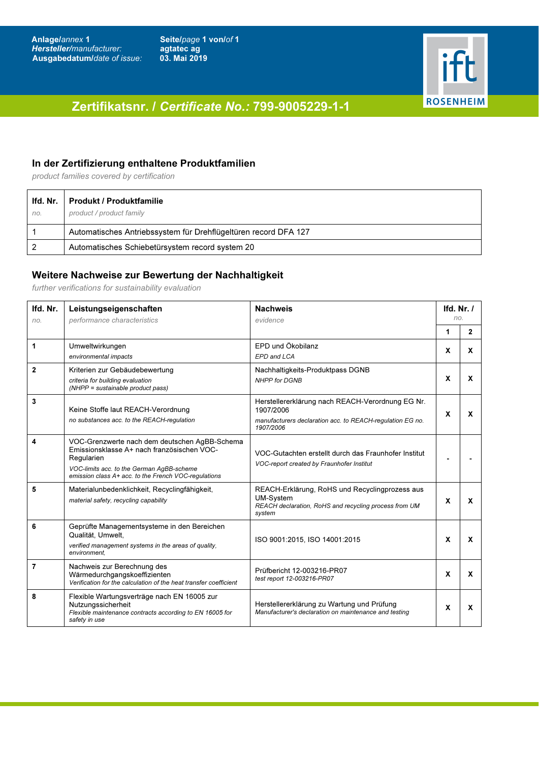**Anlage**/*annex* **1**
***Hersteller***/*manufacturer:* **agtatec ag**
**Ausgabedatum**/*date of issue:* **03. Mai 2019**

## Zertifikatsnr. / *Certificate No.:* 799-9005229-1-1

### In der Zertifizierung enthaltene Produktfamilien

*product families covered by certification*

| lfd. Nr. *no.* | Produkt / Produktfamilie *product / product family* |
|---|---|
| 1 | Automatisches Antriebssystem für Drehflügeltüren record DFA 127 |
| 2 | Automatisches Schiebetürsystem record system 20 |

### Weitere Nachweise zur Bewertung der Nachhaltigkeit

*further verifications for sustainability evaluation*

| lfd. Nr. *no.* | Leistungseigenschaften *performance characteristics* | Nachweis *evidence* | lfd. Nr. / *no.* | |
|---|---|---|---|---|
| | | | **1** | **2** |
| **1** | Umweltwirkungen *environmental impacts* | EPD und Ökobilanz *EPD and LCA* | **X** | **X** |
| **2** | Kriterien zur Gebäudebewertung *criteria for building evaluation (NHPP = sustainable product pass)* | Nachhaltigkeits-Produktpass DGNB *NHPP for DGNB* | **X** | **X** |
| **3** | Keine Stoffe laut REACH-Verordnung *no substances acc. to the REACH-regulation* | Herstellererklärung nach REACH-Verordnung EG Nr. 1907/2006 *manufacturers declaration acc. to REACH-regulation EG no. 1907/2006* | **X** | **X** |
| **4** | VOC-Grenzwerte nach dem deutschen AgBB-Schema Emissionsklasse A+ nach französischen VOC-Regularien *VOC-limits acc. to the German AgBB-scheme emission class A+ acc. to the French VOC-regulations* | VOC-Gutachten erstellt durch das Fraunhofer Institut *VOC-report created by Fraunhofer Institut* | **-** | **-** |
| **5** | Materialunbedenklichkeit, Recyclingfähigkeit, *material safety, recycling capability* | REACH-Erklärung, RoHS und Recyclingprozess aus UM-System *REACH declaration, RoHS and recycling process from UM system* | **X** | **X** |
| **6** | Geprüfte Managementsysteme in den Bereichen Qualität, Umwelt, *verified management systems in the areas of quality, environment,* | ISO 9001:2015, ISO 14001:2015 | **X** | **X** |
| **7** | Nachweis zur Berechnung des Wärmedurchgangskoeffizienten *Verification for the calculation of the heat transfer coefficient* | Prüfbericht 12-003216-PR07 *test report 12-003216-PR07* | **X** | **X** |
| **8** | Flexible Wartungsverträge nach EN 16005 zur Nutzungssicherheit *Flexible maintenance contracts according to EN 16005 for safety in use* | Herstellererklärung zu Wartung und Prüfung *Manufacturer's declaration on maintenance and testing* | **X** | **X** |